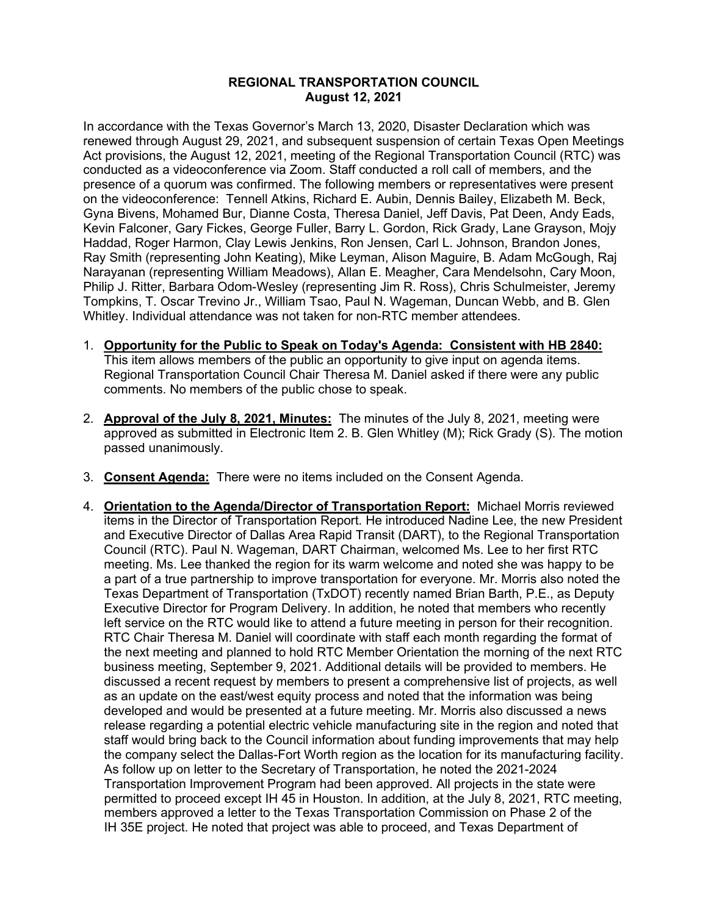**REGIONAL TRANSPORTATION COUNCIL**
**August 12, 2021**

In accordance with the Texas Governor's March 13, 2020, Disaster Declaration which was renewed through August 29, 2021, and subsequent suspension of certain Texas Open Meetings Act provisions, the August 12, 2021, meeting of the Regional Transportation Council (RTC) was conducted as a videoconference via Zoom. Staff conducted a roll call of members, and the presence of a quorum was confirmed. The following members or representatives were present on the videoconference: Tennell Atkins, Richard E. Aubin, Dennis Bailey, Elizabeth M. Beck, Gyna Bivens, Mohamed Bur, Dianne Costa, Theresa Daniel, Jeff Davis, Pat Deen, Andy Eads, Kevin Falconer, Gary Fickes, George Fuller, Barry L. Gordon, Rick Grady, Lane Grayson, Mojy Haddad, Roger Harmon, Clay Lewis Jenkins, Ron Jensen, Carl L. Johnson, Brandon Jones, Ray Smith (representing John Keating), Mike Leyman, Alison Maguire, B. Adam McGough, Raj Narayanan (representing William Meadows), Allan E. Meagher, Cara Mendelsohn, Cary Moon, Philip J. Ritter, Barbara Odom-Wesley (representing Jim R. Ross), Chris Schulmeister, Jeremy Tompkins, T. Oscar Trevino Jr., William Tsao, Paul N. Wageman, Duncan Webb, and B. Glen Whitley. Individual attendance was not taken for non-RTC member attendees.

1. **Opportunity for the Public to Speak on Today's Agenda: Consistent with HB 2840:** This item allows members of the public an opportunity to give input on agenda items. Regional Transportation Council Chair Theresa M. Daniel asked if there were any public comments. No members of the public chose to speak.

2. **Approval of the July 8, 2021, Minutes:** The minutes of the July 8, 2021, meeting were approved as submitted in Electronic Item 2. B. Glen Whitley (M); Rick Grady (S). The motion passed unanimously.

3. **Consent Agenda:** There were no items included on the Consent Agenda.

4. **Orientation to the Agenda/Director of Transportation Report:** Michael Morris reviewed items in the Director of Transportation Report. He introduced Nadine Lee, the new President and Executive Director of Dallas Area Rapid Transit (DART), to the Regional Transportation Council (RTC). Paul N. Wageman, DART Chairman, welcomed Ms. Lee to her first RTC meeting. Ms. Lee thanked the region for its warm welcome and noted she was happy to be a part of a true partnership to improve transportation for everyone. Mr. Morris also noted the Texas Department of Transportation (TxDOT) recently named Brian Barth, P.E., as Deputy Executive Director for Program Delivery. In addition, he noted that members who recently left service on the RTC would like to attend a future meeting in person for their recognition. RTC Chair Theresa M. Daniel will coordinate with staff each month regarding the format of the next meeting and planned to hold RTC Member Orientation the morning of the next RTC business meeting, September 9, 2021. Additional details will be provided to members. He discussed a recent request by members to present a comprehensive list of projects, as well as an update on the east/west equity process and noted that the information was being developed and would be presented at a future meeting. Mr. Morris also discussed a news release regarding a potential electric vehicle manufacturing site in the region and noted that staff would bring back to the Council information about funding improvements that may help the company select the Dallas-Fort Worth region as the location for its manufacturing facility. As follow up on letter to the Secretary of Transportation, he noted the 2021-2024 Transportation Improvement Program had been approved. All projects in the state were permitted to proceed except IH 45 in Houston. In addition, at the July 8, 2021, RTC meeting, members approved a letter to the Texas Transportation Commission on Phase 2 of the IH 35E project. He noted that project was able to proceed, and Texas Department of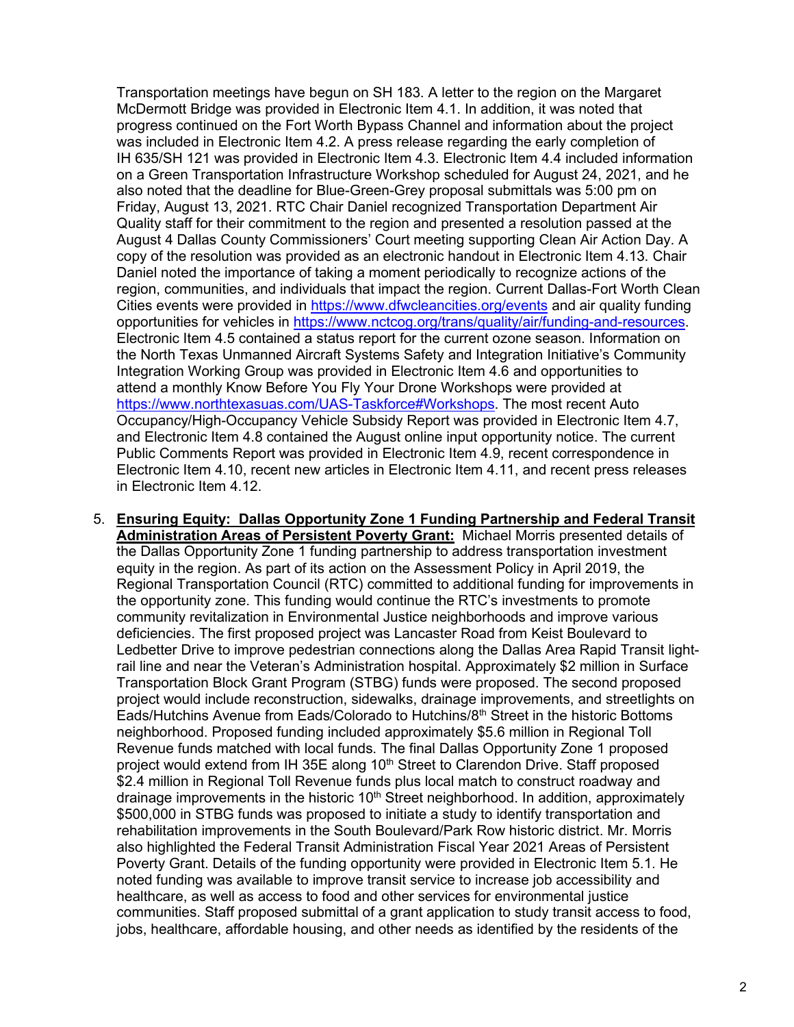Transportation meetings have begun on SH 183. A letter to the region on the Margaret McDermott Bridge was provided in Electronic Item 4.1. In addition, it was noted that progress continued on the Fort Worth Bypass Channel and information about the project was included in Electronic Item 4.2. A press release regarding the early completion of IH 635/SH 121 was provided in Electronic Item 4.3. Electronic Item 4.4 included information on a Green Transportation Infrastructure Workshop scheduled for August 24, 2021, and he also noted that the deadline for Blue-Green-Grey proposal submittals was 5:00 pm on Friday, August 13, 2021. RTC Chair Daniel recognized Transportation Department Air Quality staff for their commitment to the region and presented a resolution passed at the August 4 Dallas County Commissioners' Court meeting supporting Clean Air Action Day. A copy of the resolution was provided as an electronic handout in Electronic Item 4.13. Chair Daniel noted the importance of taking a moment periodically to recognize actions of the region, communities, and individuals that impact the region. Current Dallas-Fort Worth Clean Cities events were provided in https://www.dfwcleancities.org/events and air quality funding opportunities for vehicles in https://www.nctcog.org/trans/quality/air/funding-and-resources. Electronic Item 4.5 contained a status report for the current ozone season. Information on the North Texas Unmanned Aircraft Systems Safety and Integration Initiative's Community Integration Working Group was provided in Electronic Item 4.6 and opportunities to attend a monthly Know Before You Fly Your Drone Workshops were provided at https://www.northtexasuas.com/UAS-Taskforce#Workshops. The most recent Auto Occupancy/High-Occupancy Vehicle Subsidy Report was provided in Electronic Item 4.7, and Electronic Item 4.8 contained the August online input opportunity notice. The current Public Comments Report was provided in Electronic Item 4.9, recent correspondence in Electronic Item 4.10, recent new articles in Electronic Item 4.11, and recent press releases in Electronic Item 4.12.

5. **Ensuring Equity: Dallas Opportunity Zone 1 Funding Partnership and Federal Transit Administration Areas of Persistent Poverty Grant:** Michael Morris presented details of the Dallas Opportunity Zone 1 funding partnership to address transportation investment equity in the region. As part of its action on the Assessment Policy in April 2019, the Regional Transportation Council (RTC) committed to additional funding for improvements in the opportunity zone. This funding would continue the RTC's investments to promote community revitalization in Environmental Justice neighborhoods and improve various deficiencies. The first proposed project was Lancaster Road from Keist Boulevard to Ledbetter Drive to improve pedestrian connections along the Dallas Area Rapid Transit light-rail line and near the Veteran's Administration hospital. Approximately $2 million in Surface Transportation Block Grant Program (STBG) funds were proposed. The second proposed project would include reconstruction, sidewalks, drainage improvements, and streetlights on Eads/Hutchins Avenue from Eads/Colorado to Hutchins/8th Street in the historic Bottoms neighborhood. Proposed funding included approximately $5.6 million in Regional Toll Revenue funds matched with local funds. The final Dallas Opportunity Zone 1 proposed project would extend from IH 35E along 10th Street to Clarendon Drive. Staff proposed $2.4 million in Regional Toll Revenue funds plus local match to construct roadway and drainage improvements in the historic 10th Street neighborhood. In addition, approximately $500,000 in STBG funds was proposed to initiate a study to identify transportation and rehabilitation improvements in the South Boulevard/Park Row historic district. Mr. Morris also highlighted the Federal Transit Administration Fiscal Year 2021 Areas of Persistent Poverty Grant. Details of the funding opportunity were provided in Electronic Item 5.1. He noted funding was available to improve transit service to increase job accessibility and healthcare, as well as access to food and other services for environmental justice communities. Staff proposed submittal of a grant application to study transit access to food, jobs, healthcare, affordable housing, and other needs as identified by the residents of the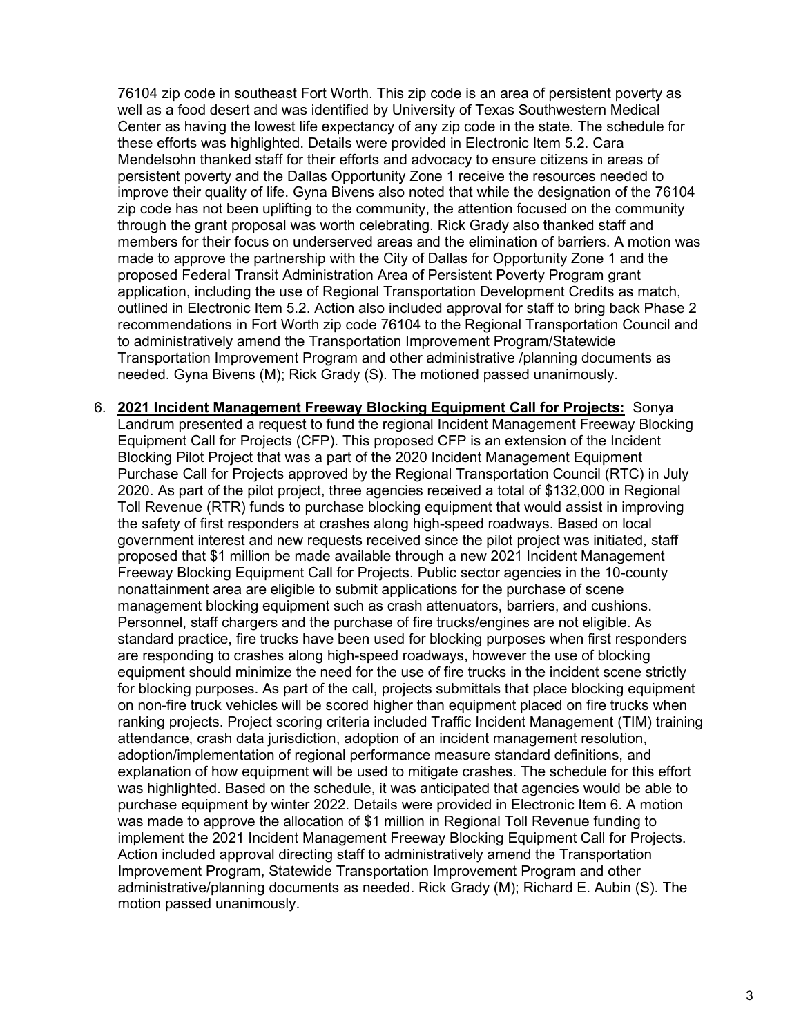76104 zip code in southeast Fort Worth. This zip code is an area of persistent poverty as well as a food desert and was identified by University of Texas Southwestern Medical Center as having the lowest life expectancy of any zip code in the state. The schedule for these efforts was highlighted. Details were provided in Electronic Item 5.2. Cara Mendelsohn thanked staff for their efforts and advocacy to ensure citizens in areas of persistent poverty and the Dallas Opportunity Zone 1 receive the resources needed to improve their quality of life. Gyna Bivens also noted that while the designation of the 76104 zip code has not been uplifting to the community, the attention focused on the community through the grant proposal was worth celebrating. Rick Grady also thanked staff and members for their focus on underserved areas and the elimination of barriers. A motion was made to approve the partnership with the City of Dallas for Opportunity Zone 1 and the proposed Federal Transit Administration Area of Persistent Poverty Program grant application, including the use of Regional Transportation Development Credits as match, outlined in Electronic Item 5.2. Action also included approval for staff to bring back Phase 2 recommendations in Fort Worth zip code 76104 to the Regional Transportation Council and to administratively amend the Transportation Improvement Program/Statewide Transportation Improvement Program and other administrative /planning documents as needed. Gyna Bivens (M); Rick Grady (S). The motioned passed unanimously.

6. **2021 Incident Management Freeway Blocking Equipment Call for Projects:** Sonya Landrum presented a request to fund the regional Incident Management Freeway Blocking Equipment Call for Projects (CFP). This proposed CFP is an extension of the Incident Blocking Pilot Project that was a part of the 2020 Incident Management Equipment Purchase Call for Projects approved by the Regional Transportation Council (RTC) in July 2020. As part of the pilot project, three agencies received a total of $132,000 in Regional Toll Revenue (RTR) funds to purchase blocking equipment that would assist in improving the safety of first responders at crashes along high-speed roadways. Based on local government interest and new requests received since the pilot project was initiated, staff proposed that $1 million be made available through a new 2021 Incident Management Freeway Blocking Equipment Call for Projects. Public sector agencies in the 10-county nonattainment area are eligible to submit applications for the purchase of scene management blocking equipment such as crash attenuators, barriers, and cushions. Personnel, staff chargers and the purchase of fire trucks/engines are not eligible. As standard practice, fire trucks have been used for blocking purposes when first responders are responding to crashes along high-speed roadways, however the use of blocking equipment should minimize the need for the use of fire trucks in the incident scene strictly for blocking purposes. As part of the call, projects submittals that place blocking equipment on non-fire truck vehicles will be scored higher than equipment placed on fire trucks when ranking projects. Project scoring criteria included Traffic Incident Management (TIM) training attendance, crash data jurisdiction, adoption of an incident management resolution, adoption/implementation of regional performance measure standard definitions, and explanation of how equipment will be used to mitigate crashes. The schedule for this effort was highlighted. Based on the schedule, it was anticipated that agencies would be able to purchase equipment by winter 2022. Details were provided in Electronic Item 6. A motion was made to approve the allocation of $1 million in Regional Toll Revenue funding to implement the 2021 Incident Management Freeway Blocking Equipment Call for Projects. Action included approval directing staff to administratively amend the Transportation Improvement Program, Statewide Transportation Improvement Program and other administrative/planning documents as needed. Rick Grady (M); Richard E. Aubin (S). The motion passed unanimously.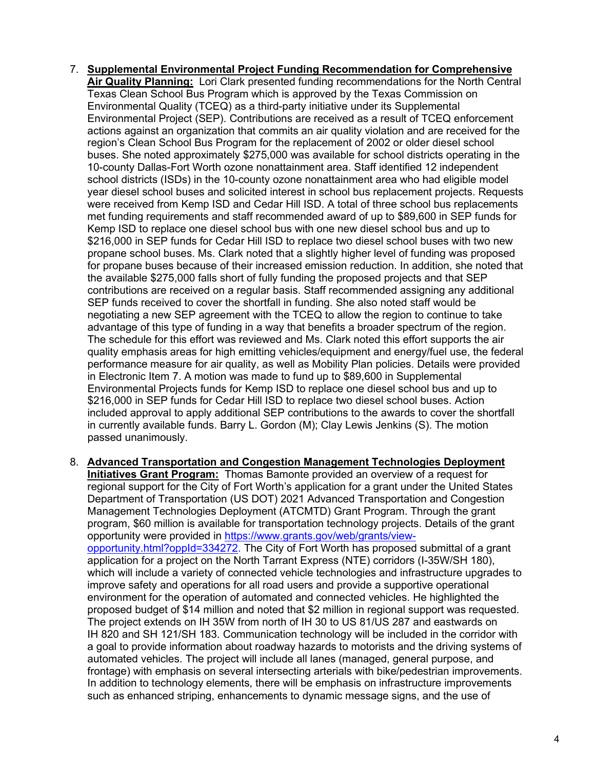7. **Supplemental Environmental Project Funding Recommendation for Comprehensive Air Quality Planning:** Lori Clark presented funding recommendations for the North Central Texas Clean School Bus Program which is approved by the Texas Commission on Environmental Quality (TCEQ) as a third-party initiative under its Supplemental Environmental Project (SEP). Contributions are received as a result of TCEQ enforcement actions against an organization that commits an air quality violation and are received for the region's Clean School Bus Program for the replacement of 2002 or older diesel school buses. She noted approximately $275,000 was available for school districts operating in the 10-county Dallas-Fort Worth ozone nonattainment area. Staff identified 12 independent school districts (ISDs) in the 10-county ozone nonattainment area who had eligible model year diesel school buses and solicited interest in school bus replacement projects. Requests were received from Kemp ISD and Cedar Hill ISD. A total of three school bus replacements met funding requirements and staff recommended award of up to $89,600 in SEP funds for Kemp ISD to replace one diesel school bus with one new diesel school bus and up to $216,000 in SEP funds for Cedar Hill ISD to replace two diesel school buses with two new propane school buses. Ms. Clark noted that a slightly higher level of funding was proposed for propane buses because of their increased emission reduction. In addition, she noted that the available $275,000 falls short of fully funding the proposed projects and that SEP contributions are received on a regular basis. Staff recommended assigning any additional SEP funds received to cover the shortfall in funding. She also noted staff would be negotiating a new SEP agreement with the TCEQ to allow the region to continue to take advantage of this type of funding in a way that benefits a broader spectrum of the region. The schedule for this effort was reviewed and Ms. Clark noted this effort supports the air quality emphasis areas for high emitting vehicles/equipment and energy/fuel use, the federal performance measure for air quality, as well as Mobility Plan policies. Details were provided in Electronic Item 7. A motion was made to fund up to $89,600 in Supplemental Environmental Projects funds for Kemp ISD to replace one diesel school bus and up to $216,000 in SEP funds for Cedar Hill ISD to replace two diesel school buses. Action included approval to apply additional SEP contributions to the awards to cover the shortfall in currently available funds. Barry L. Gordon (M); Clay Lewis Jenkins (S). The motion passed unanimously.

8. **Advanced Transportation and Congestion Management Technologies Deployment Initiatives Grant Program:** Thomas Bamonte provided an overview of a request for regional support for the City of Fort Worth's application for a grant under the United States Department of Transportation (US DOT) 2021 Advanced Transportation and Congestion Management Technologies Deployment (ATCMTD) Grant Program. Through the grant program, $60 million is available for transportation technology projects. Details of the grant opportunity were provided in [https://www.grants.gov/web/grants/view-opportunity.html?oppId=334272](https://www.grants.gov/web/grants/view-opportunity.html?oppId=334272). The City of Fort Worth has proposed submittal of a grant application for a project on the North Tarrant Express (NTE) corridors (I-35W/SH 180), which will include a variety of connected vehicle technologies and infrastructure upgrades to improve safety and operations for all road users and provide a supportive operational environment for the operation of automated and connected vehicles. He highlighted the proposed budget of $14 million and noted that $2 million in regional support was requested. The project extends on IH 35W from north of IH 30 to US 81/US 287 and eastwards on IH 820 and SH 121/SH 183. Communication technology will be included in the corridor with a goal to provide information about roadway hazards to motorists and the driving systems of automated vehicles. The project will include all lanes (managed, general purpose, and frontage) with emphasis on several intersecting arterials with bike/pedestrian improvements. In addition to technology elements, there will be emphasis on infrastructure improvements such as enhanced striping, enhancements to dynamic message signs, and the use of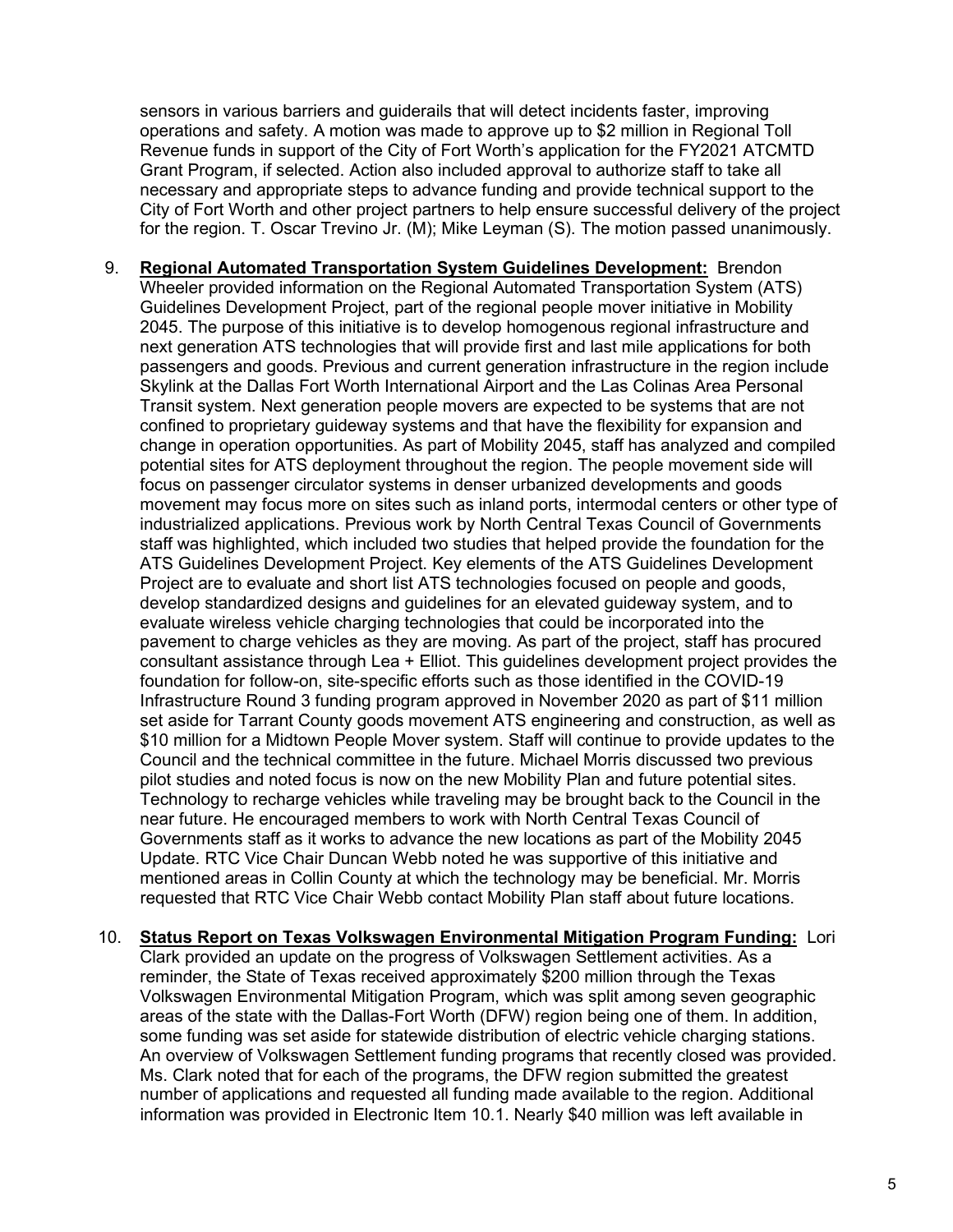sensors in various barriers and guiderails that will detect incidents faster, improving operations and safety. A motion was made to approve up to $2 million in Regional Toll Revenue funds in support of the City of Fort Worth's application for the FY2021 ATCMTD Grant Program, if selected. Action also included approval to authorize staff to take all necessary and appropriate steps to advance funding and provide technical support to the City of Fort Worth and other project partners to help ensure successful delivery of the project for the region. T. Oscar Trevino Jr. (M); Mike Leyman (S). The motion passed unanimously.

9. **Regional Automated Transportation System Guidelines Development:** Brendon Wheeler provided information on the Regional Automated Transportation System (ATS) Guidelines Development Project, part of the regional people mover initiative in Mobility 2045. The purpose of this initiative is to develop homogenous regional infrastructure and next generation ATS technologies that will provide first and last mile applications for both passengers and goods. Previous and current generation infrastructure in the region include Skylink at the Dallas Fort Worth International Airport and the Las Colinas Area Personal Transit system. Next generation people movers are expected to be systems that are not confined to proprietary guideway systems and that have the flexibility for expansion and change in operation opportunities. As part of Mobility 2045, staff has analyzed and compiled potential sites for ATS deployment throughout the region. The people movement side will focus on passenger circulator systems in denser urbanized developments and goods movement may focus more on sites such as inland ports, intermodal centers or other type of industrialized applications. Previous work by North Central Texas Council of Governments staff was highlighted, which included two studies that helped provide the foundation for the ATS Guidelines Development Project. Key elements of the ATS Guidelines Development Project are to evaluate and short list ATS technologies focused on people and goods, develop standardized designs and guidelines for an elevated guideway system, and to evaluate wireless vehicle charging technologies that could be incorporated into the pavement to charge vehicles as they are moving. As part of the project, staff has procured consultant assistance through Lea + Elliot. This guidelines development project provides the foundation for follow-on, site-specific efforts such as those identified in the COVID-19 Infrastructure Round 3 funding program approved in November 2020 as part of $11 million set aside for Tarrant County goods movement ATS engineering and construction, as well as $10 million for a Midtown People Mover system. Staff will continue to provide updates to the Council and the technical committee in the future. Michael Morris discussed two previous pilot studies and noted focus is now on the new Mobility Plan and future potential sites. Technology to recharge vehicles while traveling may be brought back to the Council in the near future. He encouraged members to work with North Central Texas Council of Governments staff as it works to advance the new locations as part of the Mobility 2045 Update. RTC Vice Chair Duncan Webb noted he was supportive of this initiative and mentioned areas in Collin County at which the technology may be beneficial. Mr. Morris requested that RTC Vice Chair Webb contact Mobility Plan staff about future locations.

10. **Status Report on Texas Volkswagen Environmental Mitigation Program Funding:** Lori Clark provided an update on the progress of Volkswagen Settlement activities. As a reminder, the State of Texas received approximately $200 million through the Texas Volkswagen Environmental Mitigation Program, which was split among seven geographic areas of the state with the Dallas-Fort Worth (DFW) region being one of them. In addition, some funding was set aside for statewide distribution of electric vehicle charging stations. An overview of Volkswagen Settlement funding programs that recently closed was provided. Ms. Clark noted that for each of the programs, the DFW region submitted the greatest number of applications and requested all funding made available to the region. Additional information was provided in Electronic Item 10.1. Nearly $40 million was left available in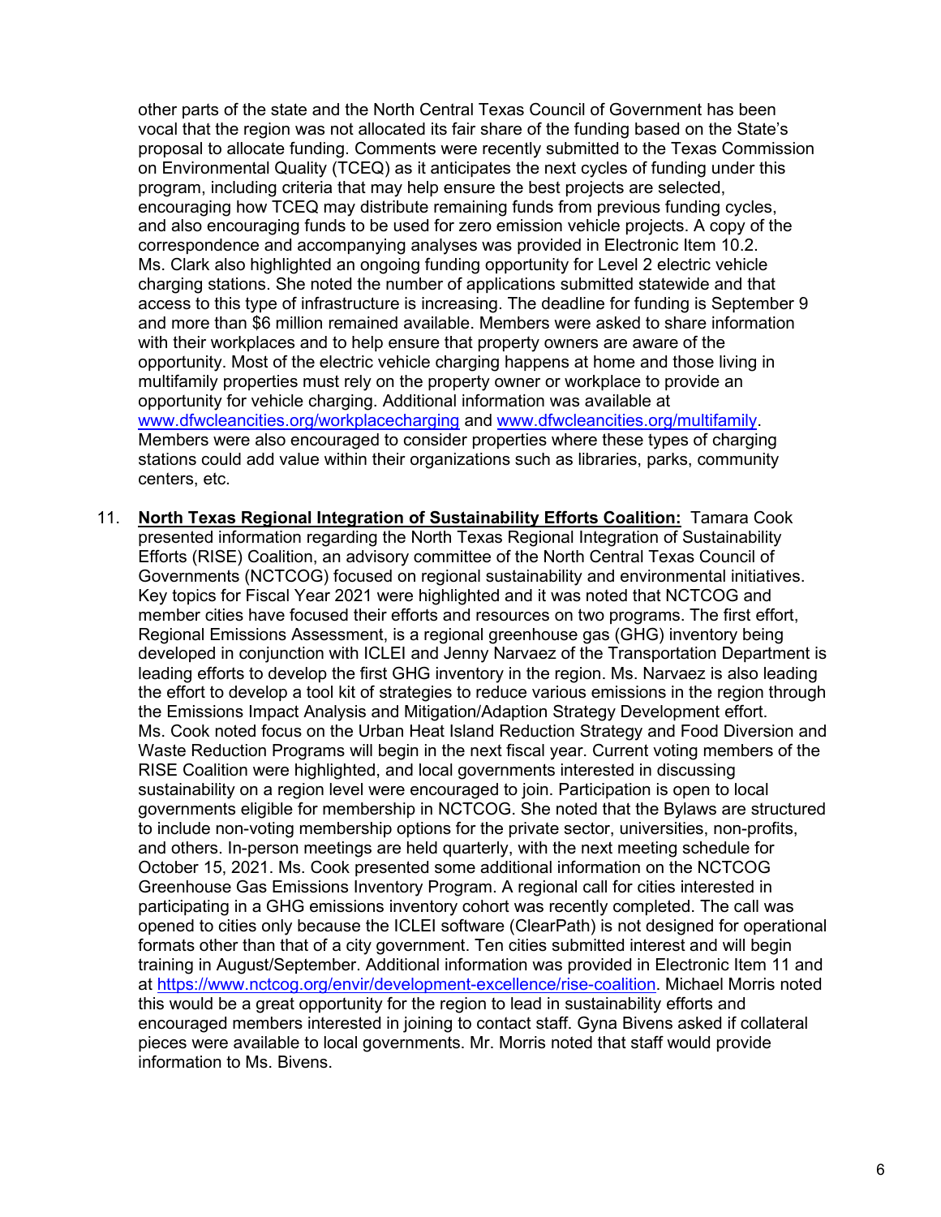other parts of the state and the North Central Texas Council of Government has been vocal that the region was not allocated its fair share of the funding based on the State's proposal to allocate funding. Comments were recently submitted to the Texas Commission on Environmental Quality (TCEQ) as it anticipates the next cycles of funding under this program, including criteria that may help ensure the best projects are selected, encouraging how TCEQ may distribute remaining funds from previous funding cycles, and also encouraging funds to be used for zero emission vehicle projects. A copy of the correspondence and accompanying analyses was provided in Electronic Item 10.2. Ms. Clark also highlighted an ongoing funding opportunity for Level 2 electric vehicle charging stations. She noted the number of applications submitted statewide and that access to this type of infrastructure is increasing. The deadline for funding is September 9 and more than $6 million remained available. Members were asked to share information with their workplaces and to help ensure that property owners are aware of the opportunity. Most of the electric vehicle charging happens at home and those living in multifamily properties must rely on the property owner or workplace to provide an opportunity for vehicle charging. Additional information was available at [www.dfwcleancities.org/workplacecharging](www.dfwcleancities.org/workplacecharging) and [www.dfwcleancities.org/multifamily](www.dfwcleancities.org/multifamily). Members were also encouraged to consider properties where these types of charging stations could add value within their organizations such as libraries, parks, community centers, etc.

11. **North Texas Regional Integration of Sustainability Efforts Coalition:** Tamara Cook presented information regarding the North Texas Regional Integration of Sustainability Efforts (RISE) Coalition, an advisory committee of the North Central Texas Council of Governments (NCTCOG) focused on regional sustainability and environmental initiatives. Key topics for Fiscal Year 2021 were highlighted and it was noted that NCTCOG and member cities have focused their efforts and resources on two programs. The first effort, Regional Emissions Assessment, is a regional greenhouse gas (GHG) inventory being developed in conjunction with ICLEI and Jenny Narvaez of the Transportation Department is leading efforts to develop the first GHG inventory in the region. Ms. Narvaez is also leading the effort to develop a tool kit of strategies to reduce various emissions in the region through the Emissions Impact Analysis and Mitigation/Adaption Strategy Development effort. Ms. Cook noted focus on the Urban Heat Island Reduction Strategy and Food Diversion and Waste Reduction Programs will begin in the next fiscal year. Current voting members of the RISE Coalition were highlighted, and local governments interested in discussing sustainability on a region level were encouraged to join. Participation is open to local governments eligible for membership in NCTCOG. She noted that the Bylaws are structured to include non-voting membership options for the private sector, universities, non-profits, and others. In-person meetings are held quarterly, with the next meeting schedule for October 15, 2021. Ms. Cook presented some additional information on the NCTCOG Greenhouse Gas Emissions Inventory Program. A regional call for cities interested in participating in a GHG emissions inventory cohort was recently completed. The call was opened to cities only because the ICLEI software (ClearPath) is not designed for operational formats other than that of a city government. Ten cities submitted interest and will begin training in August/September. Additional information was provided in Electronic Item 11 and at [https://www.nctcog.org/envir/development-excellence/rise-coalition](https://www.nctcog.org/envir/development-excellence/rise-coalition). Michael Morris noted this would be a great opportunity for the region to lead in sustainability efforts and encouraged members interested in joining to contact staff. Gyna Bivens asked if collateral pieces were available to local governments. Mr. Morris noted that staff would provide information to Ms. Bivens.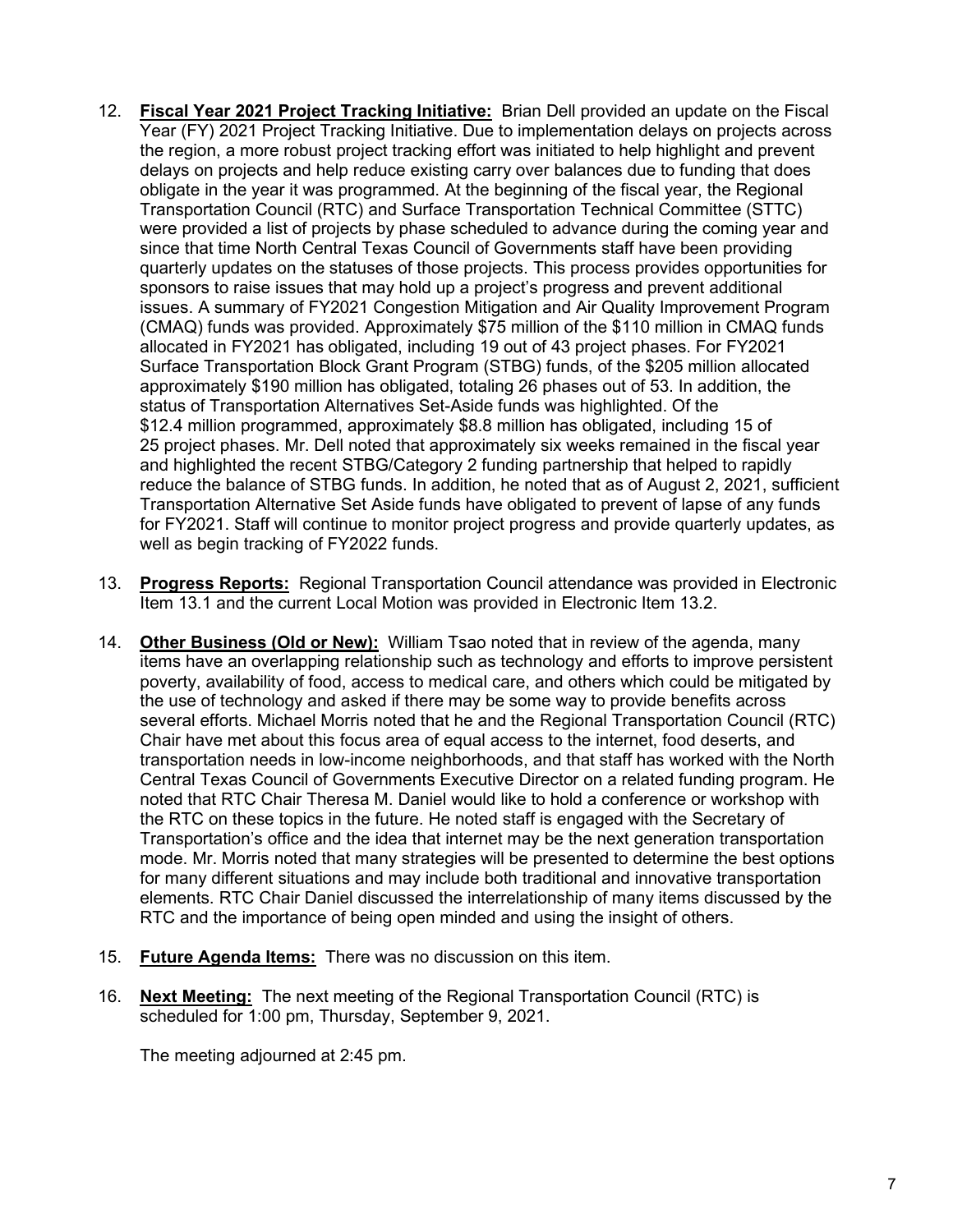12. **Fiscal Year 2021 Project Tracking Initiative:** Brian Dell provided an update on the Fiscal Year (FY) 2021 Project Tracking Initiative. Due to implementation delays on projects across the region, a more robust project tracking effort was initiated to help highlight and prevent delays on projects and help reduce existing carry over balances due to funding that does obligate in the year it was programmed. At the beginning of the fiscal year, the Regional Transportation Council (RTC) and Surface Transportation Technical Committee (STTC) were provided a list of projects by phase scheduled to advance during the coming year and since that time North Central Texas Council of Governments staff have been providing quarterly updates on the statuses of those projects. This process provides opportunities for sponsors to raise issues that may hold up a project's progress and prevent additional issues. A summary of FY2021 Congestion Mitigation and Air Quality Improvement Program (CMAQ) funds was provided. Approximately $75 million of the $110 million in CMAQ funds allocated in FY2021 has obligated, including 19 out of 43 project phases. For FY2021 Surface Transportation Block Grant Program (STBG) funds, of the $205 million allocated approximately $190 million has obligated, totaling 26 phases out of 53. In addition, the status of Transportation Alternatives Set-Aside funds was highlighted. Of the $12.4 million programmed, approximately $8.8 million has obligated, including 15 of 25 project phases. Mr. Dell noted that approximately six weeks remained in the fiscal year and highlighted the recent STBG/Category 2 funding partnership that helped to rapidly reduce the balance of STBG funds. In addition, he noted that as of August 2, 2021, sufficient Transportation Alternative Set Aside funds have obligated to prevent of lapse of any funds for FY2021. Staff will continue to monitor project progress and provide quarterly updates, as well as begin tracking of FY2022 funds.

13. **Progress Reports:** Regional Transportation Council attendance was provided in Electronic Item 13.1 and the current Local Motion was provided in Electronic Item 13.2.

14. **Other Business (Old or New):** William Tsao noted that in review of the agenda, many items have an overlapping relationship such as technology and efforts to improve persistent poverty, availability of food, access to medical care, and others which could be mitigated by the use of technology and asked if there may be some way to provide benefits across several efforts. Michael Morris noted that he and the Regional Transportation Council (RTC) Chair have met about this focus area of equal access to the internet, food deserts, and transportation needs in low-income neighborhoods, and that staff has worked with the North Central Texas Council of Governments Executive Director on a related funding program. He noted that RTC Chair Theresa M. Daniel would like to hold a conference or workshop with the RTC on these topics in the future. He noted staff is engaged with the Secretary of Transportation's office and the idea that internet may be the next generation transportation mode. Mr. Morris noted that many strategies will be presented to determine the best options for many different situations and may include both traditional and innovative transportation elements. RTC Chair Daniel discussed the interrelationship of many items discussed by the RTC and the importance of being open minded and using the insight of others.

15. **Future Agenda Items:** There was no discussion on this item.

16. **Next Meeting:** The next meeting of the Regional Transportation Council (RTC) is scheduled for 1:00 pm, Thursday, September 9, 2021.

    The meeting adjourned at 2:45 pm.